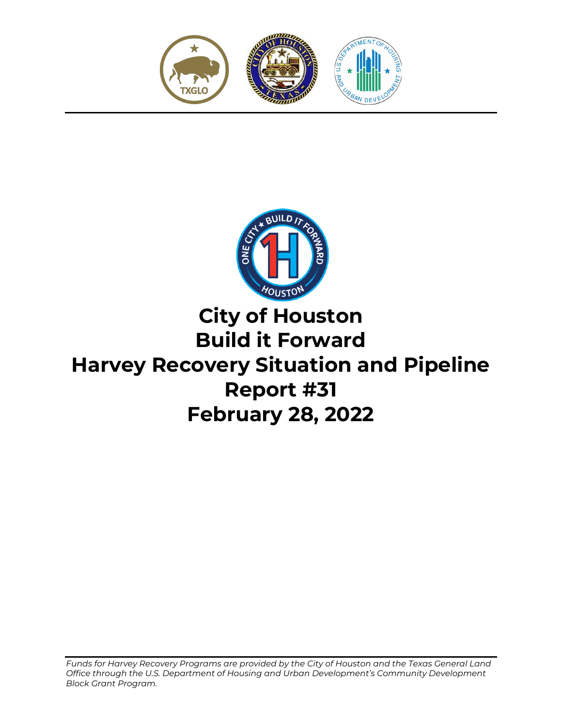# City of Houston
# Build it Forward
# Harvey Recovery Situation and Pipeline
# Report #31
# February 28, 2022

*Funds for Harvey Recovery Programs are provided by the City of Houston and the Texas General Land Office through the U.S. Department of Housing and Urban Development's Community Development Block Grant Program.*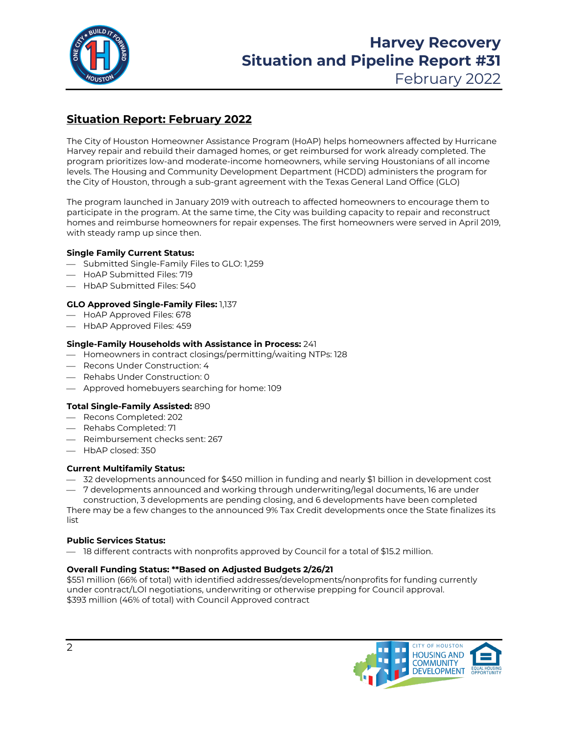# Harvey Recovery
# Situation and Pipeline Report #31
February 2022

## Situation Report: February 2022

The City of Houston Homeowner Assistance Program (HoAP) helps homeowners affected by Hurricane Harvey repair and rebuild their damaged homes, or get reimbursed for work already completed. The program prioritizes low-and moderate-income homeowners, while serving Houstonians of all income levels. The Housing and Community Development Department (HCDD) administers the program for the City of Houston, through a sub-grant agreement with the Texas General Land Office (GLO)

The program launched in January 2019 with outreach to affected homeowners to encourage them to participate in the program. At the same time, the City was building capacity to repair and reconstruct homes and reimburse homeowners for repair expenses. The first homeowners were served in April 2019, with steady ramp up since then.

**Single Family Current Status:**
- Submitted Single-Family Files to GLO: 1,259
- HoAP Submitted Files: 719
- HbAP Submitted Files: 540

**GLO Approved Single-Family Files:** 1,137
- HoAP Approved Files: 678
- HbAP Approved Files: 459

**Single-Family Households with Assistance in Process:** 241
- Homeowners in contract closings/permitting/waiting NTPs: 128
- Recons Under Construction: 4
- Rehabs Under Construction: 0
- Approved homebuyers searching for home: 109

**Total Single-Family Assisted:** 890
- Recons Completed: 202
- Rehabs Completed: 71
- Reimbursement checks sent: 267
- HbAP closed: 350

**Current Multifamily Status:**
- 32 developments announced for $450 million in funding and nearly $1 billion in development cost
- 7 developments announced and working through underwriting/legal documents, 16 are under construction, 3 developments are pending closing, and 6 developments have been completed

There may be a few changes to the announced 9% Tax Credit developments once the State finalizes its list

**Public Services Status:**
- 18 different contracts with nonprofits approved by Council for a total of $15.2 million.

**Overall Funding Status: **Based on Adjusted Budgets 2/26/21**

$551 million (66% of total) with identified addresses/developments/nonprofits for funding currently under contract/LOI negotiations, underwriting or otherwise prepping for Council approval.
$393 million (46% of total) with Council Approved contract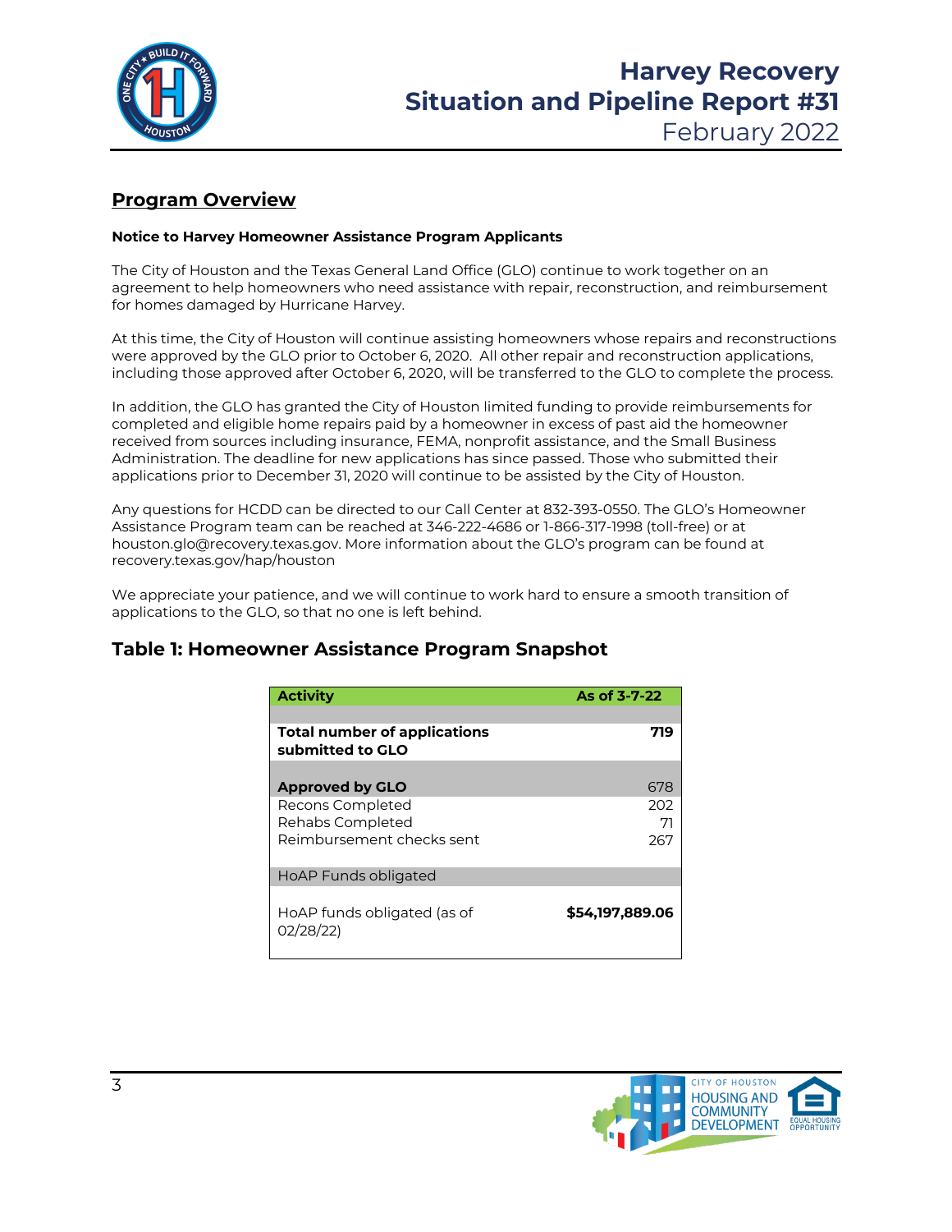# Harvey Recovery Situation and Pipeline Report #31

February 2022

## Program Overview

**Notice to Harvey Homeowner Assistance Program Applicants**

The City of Houston and the Texas General Land Office (GLO) continue to work together on an agreement to help homeowners who need assistance with repair, reconstruction, and reimbursement for homes damaged by Hurricane Harvey.

At this time, the City of Houston will continue assisting homeowners whose repairs and reconstructions were approved by the GLO prior to October 6, 2020. All other repair and reconstruction applications, including those approved after October 6, 2020, will be transferred to the GLO to complete the process.

In addition, the GLO has granted the City of Houston limited funding to provide reimbursements for completed and eligible home repairs paid by a homeowner in excess of past aid the homeowner received from sources including insurance, FEMA, nonprofit assistance, and the Small Business Administration. The deadline for new applications has since passed. Those who submitted their applications prior to December 31, 2020 will continue to be assisted by the City of Houston.

Any questions for HCDD can be directed to our Call Center at 832-393-0550. The GLO's Homeowner Assistance Program team can be reached at 346-222-4686 or 1-866-317-1998 (toll-free) or at houston.glo@recovery.texas.gov. More information about the GLO's program can be found at recovery.texas.gov/hap/houston

We appreciate your patience, and we will continue to work hard to ensure a smooth transition of applications to the GLO, so that no one is left behind.

## Table 1: Homeowner Assistance Program Snapshot

| Activity | As of 3-7-22 |
|---|---|
| **Total number of applications submitted to GLO** | **719** |
| **Approved by GLO** | 678 |
| Recons Completed | 202 |
| Rehabs Completed | 71 |
| Reimbursement checks sent | 267 |
| HoAP Funds obligated | |
| HoAP funds obligated (as of 02/28/22) | **$54,197,889.06** |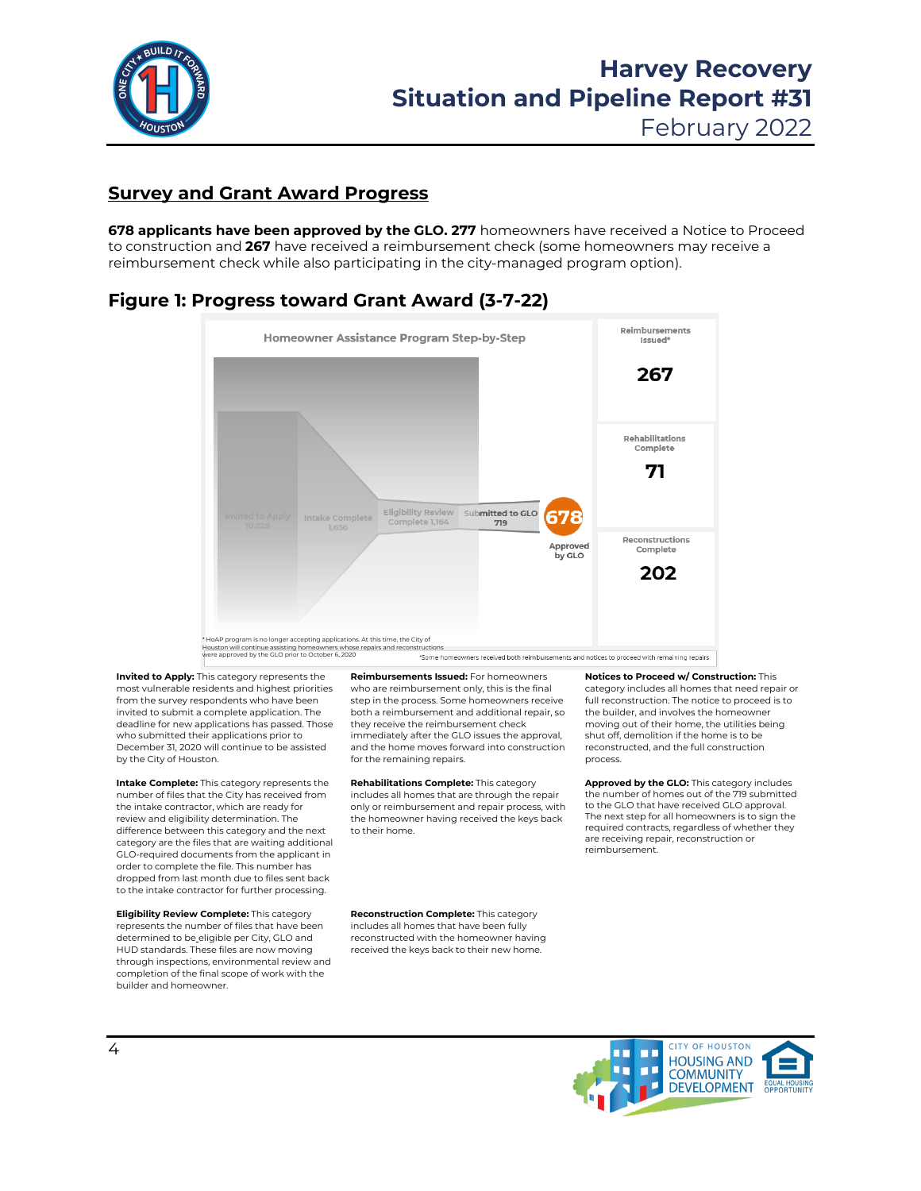## Survey and Grant Award Progress

**678 applicants have been approved by the GLO. 277** homeowners have received a Notice to Proceed to construction and **267** have received a reimbursement check (some homeowners may receive a reimbursement check while also participating in the city-managed program option).

### Figure 1: Progress toward Grant Award (3-7-22)

Homeowner Assistance Program Step-by-Step

Invited to Apply 10,229

Intake Complete 1,656

Eligibility Review Complete 1,164

Submitted to GLO 719

678 Approved by GLO

| Reimbursements Issued* | 267 |
| --- | --- |
| Rehabilitations Complete | 71 |
| Reconstructions Complete | 202 |

\* HoAP program is no longer accepting applications. At this time, the City of Houston will continue assisting homeowners whose repairs and reconstructions were approved by the GLO prior to October 6, 2020

*Some homeowners received both reimbursements and notices to proceed with remaining repairs

**Invited to Apply:** This category represents the most vulnerable residents and highest priorities from the survey respondents who have been invited to submit a complete application. The deadline for new applications has passed. Those who submitted their applications prior to December 31, 2020 will continue to be assisted by the City of Houston.

**Intake Complete:** This category represents the number of files that the City has received from the intake contractor, which are ready for review and eligibility determination. The difference between this category and the next category are the files that are waiting additional GLO-required documents from the applicant in order to complete the file. This number has dropped from last month due to files sent back to the intake contractor for further processing.

**Eligibility Review Complete:** This category represents the number of files that have been determined to be eligible per City, GLO and HUD standards. These files are now moving through inspections, environmental review and completion of the final scope of work with the builder and homeowner.

**Reimbursements Issued:** For homeowners who are reimbursement only, this is the final step in the process. Some homeowners receive both a reimbursement and additional repair, so they receive the reimbursement check immediately after the GLO issues the approval, and the home moves forward into construction for the remaining repairs.

**Rehabilitations Complete:** This category includes all homes that are through the repair only or reimbursement and repair process, with the homeowner having received the keys back to their home.

**Reconstruction Complete:** This category includes all homes that have been fully reconstructed with the homeowner having received the keys back to their new home.

**Notices to Proceed w/ Construction:** This category includes all homes that need repair or full reconstruction. The notice to proceed is to the builder, and involves the homeowner moving out of their home, the utilities being shut off, demolition if the home is to be reconstructed, and the full construction process.

**Approved by the GLO:** This category includes the number of homes out of the 719 submitted to the GLO that have received GLO approval. The next step for all homeowners is to sign the required contracts, regardless of whether they are receiving repair, reconstruction or reimbursement.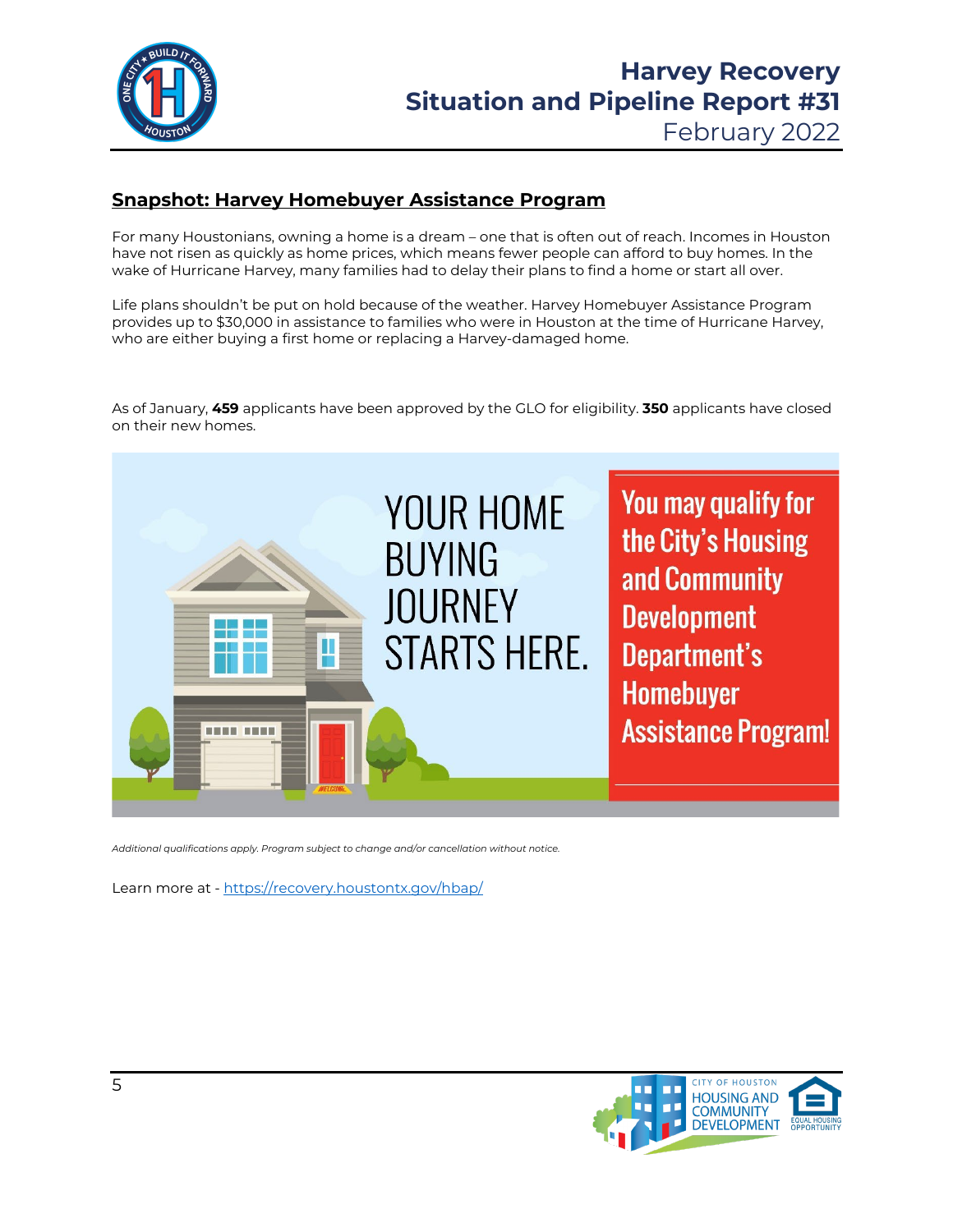## Snapshot: Harvey Homebuyer Assistance Program

For many Houstonians, owning a home is a dream – one that is often out of reach. Incomes in Houston have not risen as quickly as home prices, which means fewer people can afford to buy homes. In the wake of Hurricane Harvey, many families had to delay their plans to find a home or start all over.

Life plans shouldn't be put on hold because of the weather. Harvey Homebuyer Assistance Program provides up to $30,000 in assistance to families who were in Houston at the time of Hurricane Harvey, who are either buying a first home or replacing a Harvey-damaged home.

As of January, **459** applicants have been approved by the GLO for eligibility. **350** applicants have closed on their new homes.

YOUR HOME BUYING JOURNEY STARTS HERE.

You may qualify for the City's Housing and Community Development Department's Homebuyer Assistance Program!

*Additional qualifications apply. Program subject to change and/or cancellation without notice.*

Learn more at - https://recovery.houstontx.gov/hbap/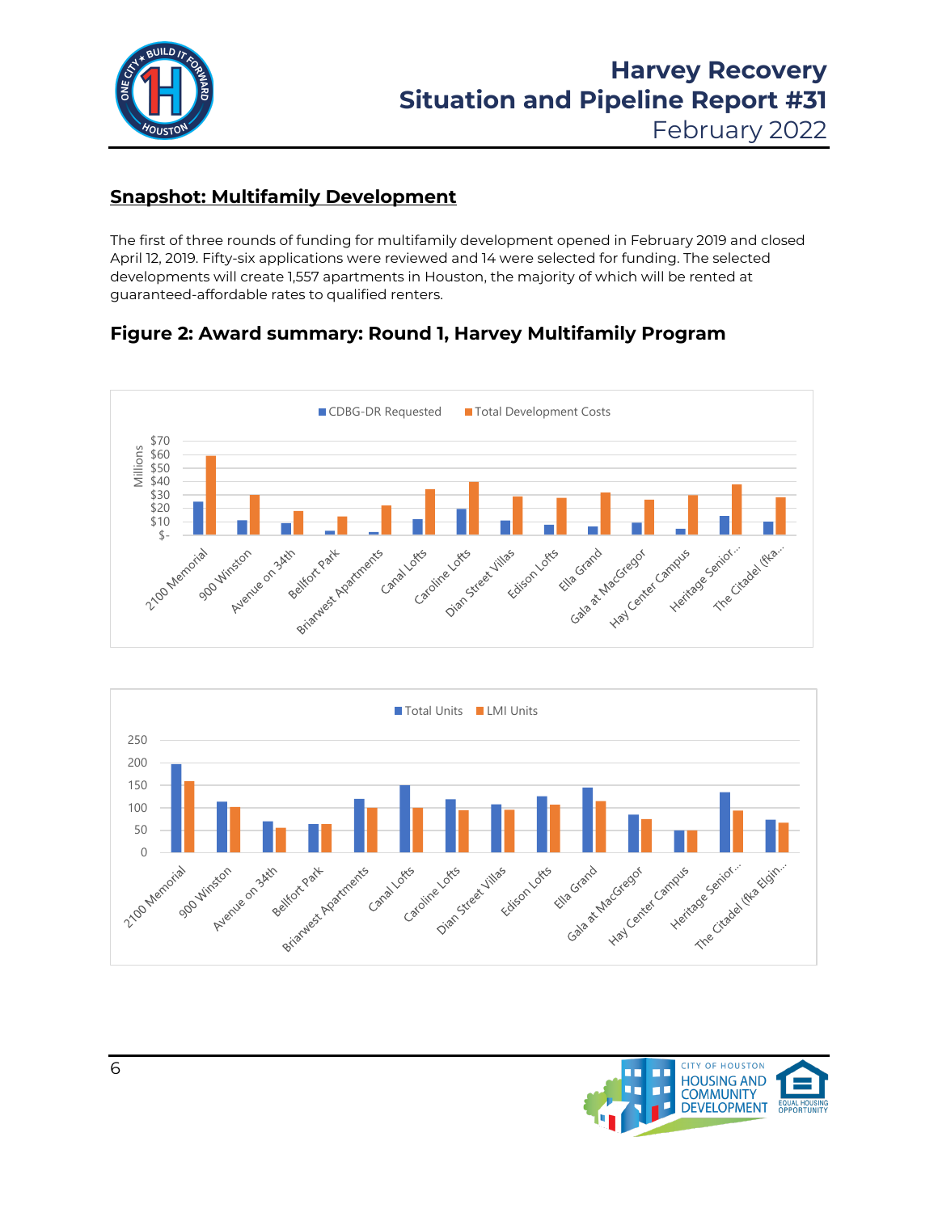## Snapshot: Multifamily Development

The first of three rounds of funding for multifamily development opened in February 2019 and closed April 12, 2019. Fifty-six applications were reviewed and 14 were selected for funding. The selected developments will create 1,557 apartments in Houston, the majority of which will be rented at guaranteed-affordable rates to qualified renters.

### Figure 2: Award summary: Round 1, Harvey Multifamily Program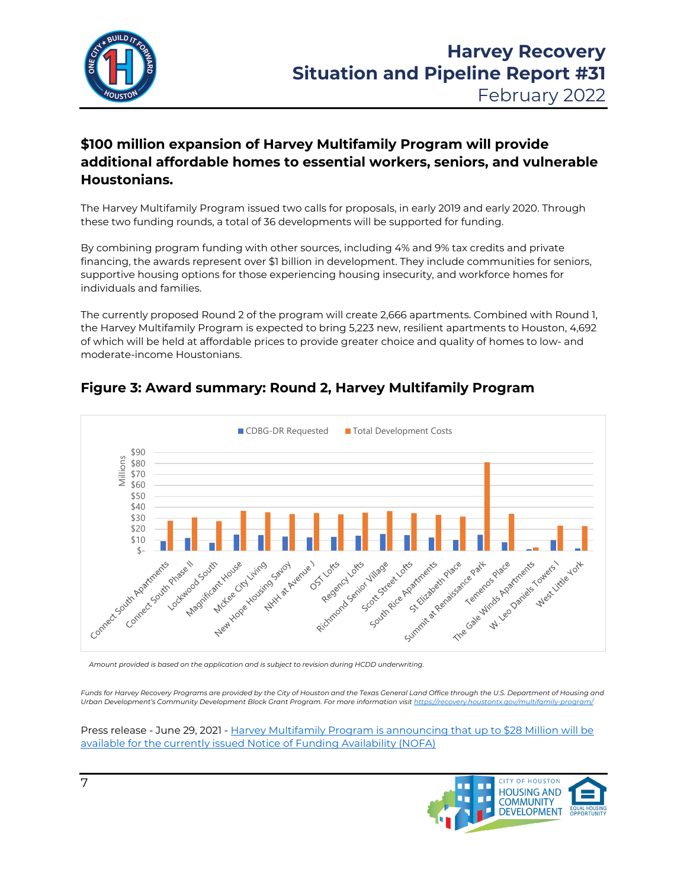## $100 million expansion of Harvey Multifamily Program will provide additional affordable homes to essential workers, seniors, and vulnerable Houstonians.

The Harvey Multifamily Program issued two calls for proposals, in early 2019 and early 2020. Through these two funding rounds, a total of 36 developments will be supported for funding.

By combining program funding with other sources, including 4% and 9% tax credits and private financing, the awards represent over $1 billion in development. They include communities for seniors, supportive housing options for those experiencing housing insecurity, and workforce homes for individuals and families.

The currently proposed Round 2 of the program will create 2,666 apartments. Combined with Round 1, the Harvey Multifamily Program is expected to bring 5,223 new, resilient apartments to Houston, 4,692 of which will be held at affordable prices to provide greater choice and quality of homes to low- and moderate-income Houstonians.

### Figure 3: Award summary: Round 2, Harvey Multifamily Program

*Amount provided is based on the application and is subject to revision during HCDD underwriting.*

*Funds for Harvey Recovery Programs are provided by the City of Houston and the Texas General Land Office through the U.S. Department of Housing and Urban Development's Community Development Block Grant Program. For more information visit [https://recovery.houstontx.gov/multifamily-program/](https://recovery.houstontx.gov/multifamily-program/)*

Press release - June 29, 2021 - [Harvey Multifamily Program is announcing that up to $28 Million will be available for the currently issued Notice of Funding Availability (NOFA)]()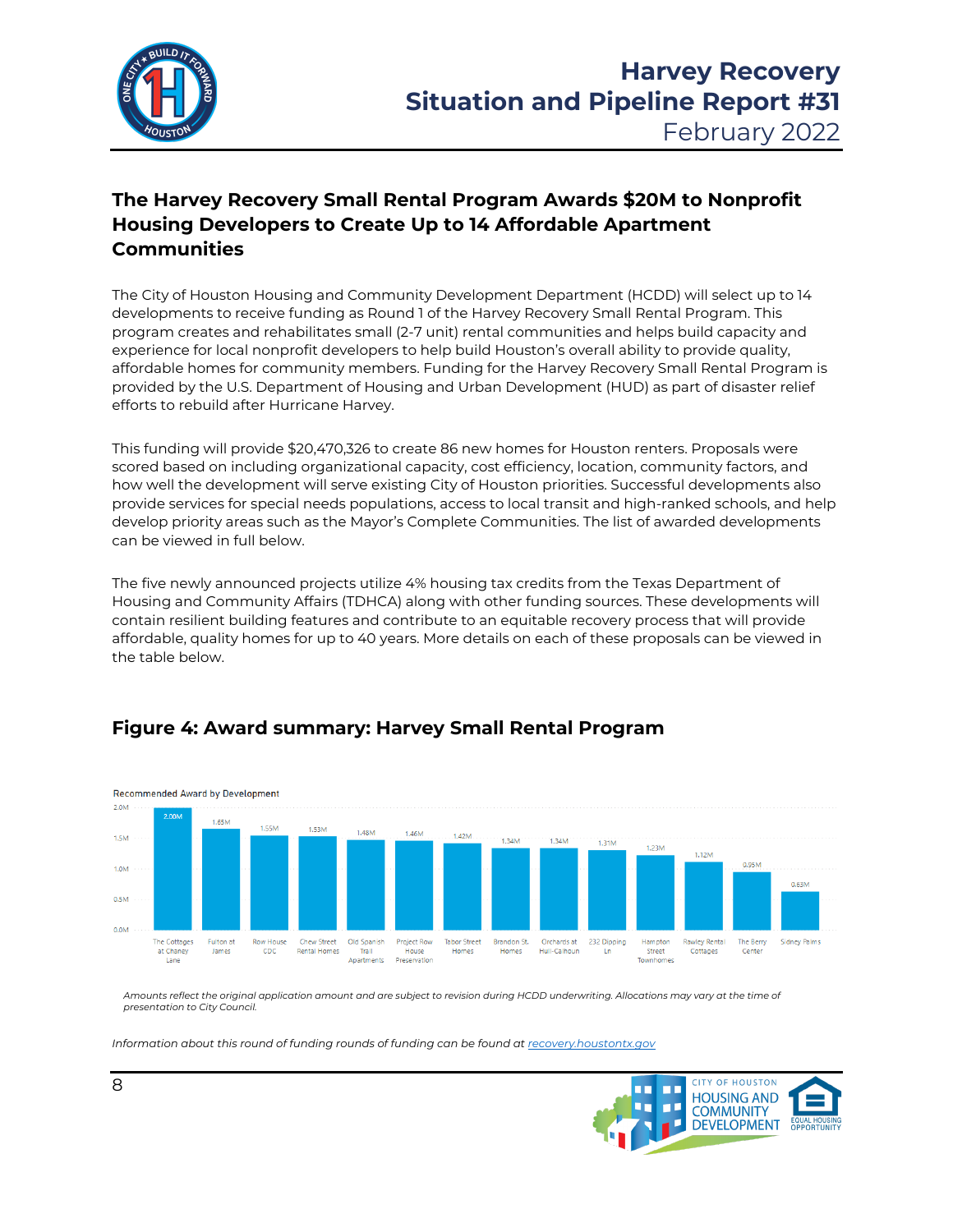## The Harvey Recovery Small Rental Program Awards $20M to Nonprofit Housing Developers to Create Up to 14 Affordable Apartment Communities

The City of Houston Housing and Community Development Department (HCDD) will select up to 14 developments to receive funding as Round 1 of the Harvey Recovery Small Rental Program. This program creates and rehabilitates small (2-7 unit) rental communities and helps build capacity and experience for local nonprofit developers to help build Houston's overall ability to provide quality, affordable homes for community members. Funding for the Harvey Recovery Small Rental Program is provided by the U.S. Department of Housing and Urban Development (HUD) as part of disaster relief efforts to rebuild after Hurricane Harvey.

This funding will provide $20,470,326 to create 86 new homes for Houston renters. Proposals were scored based on including organizational capacity, cost efficiency, location, community factors, and how well the development will serve existing City of Houston priorities. Successful developments also provide services for special needs populations, access to local transit and high-ranked schools, and help develop priority areas such as the Mayor's Complete Communities. The list of awarded developments can be viewed in full below.

The five newly announced projects utilize 4% housing tax credits from the Texas Department of Housing and Community Affairs (TDHCA) along with other funding sources. These developments will contain resilient building features and contribute to an equitable recovery process that will provide affordable, quality homes for up to 40 years. More details on each of these proposals can be viewed in the table below.

## Figure 4: Award summary: Harvey Small Rental Program

Recommended Award by Development

| Development | Recommended Award |
|---|---|
| The Cottages at Chaney Lane | 2.00M |
| Fulton at James | 1.65M |
| Row House CDC | 1.55M |
| Chew Street Rental Homes | 1.53M |
| Old Spanish Trail Apartments | 1.48M |
| Project Row House Preservation | 1.46M |
| Tabor Street Homes | 1.42M |
| Brandon St. Homes | 1.34M |
| Orchards at Hull-Calhoun | 1.34M |
| 232 Dipping Ln | 1.31M |
| Hampton Street Townhomes | 1.23M |
| Rawley Rental Cottages | 1.12M |
| The Berry Center | 0.95M |
| Sidney Palms | 0.63M |

*Amounts reflect the original application amount and are subject to revision during HCDD underwriting. Allocations may vary at the time of presentation to City Council.*

*Information about this round of funding rounds of funding can be found at recovery.houstontx.gov*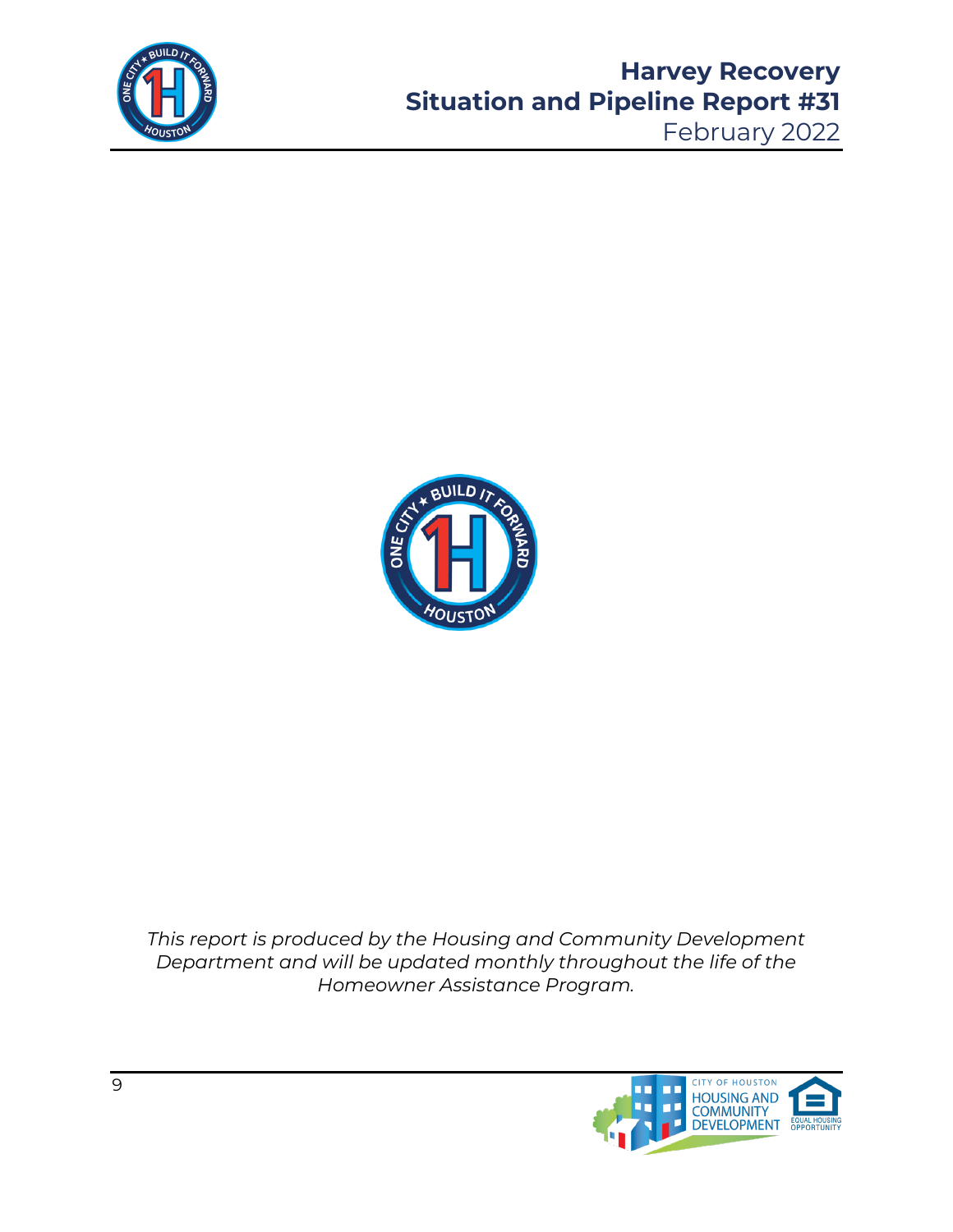# Harvey Recovery
# Situation and Pipeline Report #31
February 2022

*This report is produced by the Housing and Community Development Department and will be updated monthly throughout the life of the Homeowner Assistance Program.*